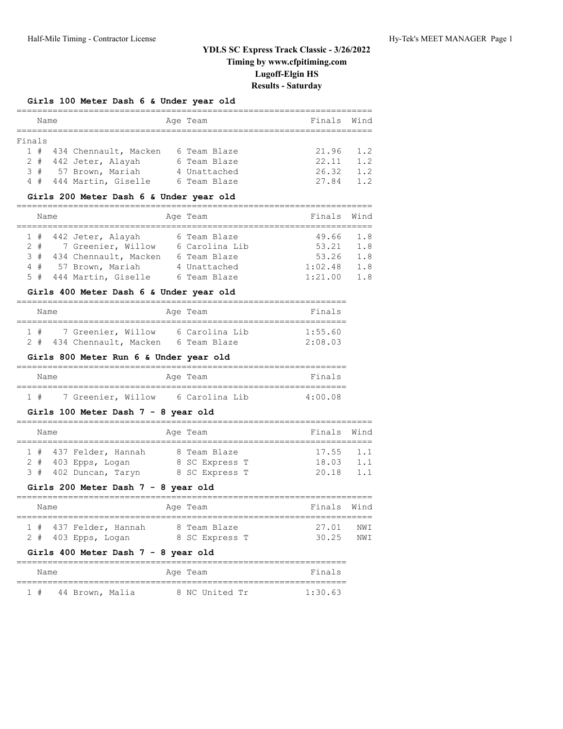# YDLS SC Express Track Classic - 3/26/2022

**Timing by www.cfpitiming.com**

**Lugoff-Elgin HS**

**Results - Saturday**

### Girls 100 Meter Dash 6 & Under year old

Finals

| Place | # | Name | Age | Team | Finals | Wind |
|---|---|---|---|---|---|---|
| 1 | # 434 | Chennault, Macken | 6 | Team Blaze | 21.96 | 1.2 |
| 2 | # 442 | Jeter, Alayah | 6 | Team Blaze | 22.11 | 1.2 |
| 3 | # 57 | Brown, Mariah | 4 | Unattached | 26.32 | 1.2 |
| 4 | # 444 | Martin, Giselle | 6 | Team Blaze | 27.84 | 1.2 |

### Girls 200 Meter Dash 6 & Under year old

| Place | # | Name | Age | Team | Finals | Wind |
|---|---|---|---|---|---|---|
| 1 | # 442 | Jeter, Alayah | 6 | Team Blaze | 49.66 | 1.8 |
| 2 | # 7 | Greenier, Willow | 6 | Carolina Lib | 53.21 | 1.8 |
| 3 | # 434 | Chennault, Macken | 6 | Team Blaze | 53.26 | 1.8 |
| 4 | # 57 | Brown, Mariah | 4 | Unattached | 1:02.48 | 1.8 |
| 5 | # 444 | Martin, Giselle | 6 | Team Blaze | 1:21.00 | 1.8 |

### Girls 400 Meter Dash 6 & Under year old

| Place | # | Name | Age | Team | Finals |
|---|---|---|---|---|---|
| 1 | # 7 | Greenier, Willow | 6 | Carolina Lib | 1:55.60 |
| 2 | # 434 | Chennault, Macken | 6 | Team Blaze | 2:08.03 |

### Girls 800 Meter Run 6 & Under year old

| Place | # | Name | Age | Team | Finals |
|---|---|---|---|---|---|
| 1 | # 7 | Greenier, Willow | 6 | Carolina Lib | 4:00.08 |

### Girls 100 Meter Dash 7 - 8 year old

| Place | # | Name | Age | Team | Finals | Wind |
|---|---|---|---|---|---|---|
| 1 | # 437 | Felder, Hannah | 8 | Team Blaze | 17.55 | 1.1 |
| 2 | # 403 | Epps, Logan | 8 | SC Express T | 18.03 | 1.1 |
| 3 | # 402 | Duncan, Taryn | 8 | SC Express T | 20.18 | 1.1 |

### Girls 200 Meter Dash 7 - 8 year old

| Place | # | Name | Age | Team | Finals | Wind |
|---|---|---|---|---|---|---|
| 1 | # 437 | Felder, Hannah | 8 | Team Blaze | 27.01 | NWI |
| 2 | # 403 | Epps, Logan | 8 | SC Express T | 30.25 | NWI |

### Girls 400 Meter Dash 7 - 8 year old

| Place | # | Name | Age | Team | Finals |
|---|---|---|---|---|---|
| 1 | # 44 | Brown, Malia | 8 | NC United Tr | 1:30.63 |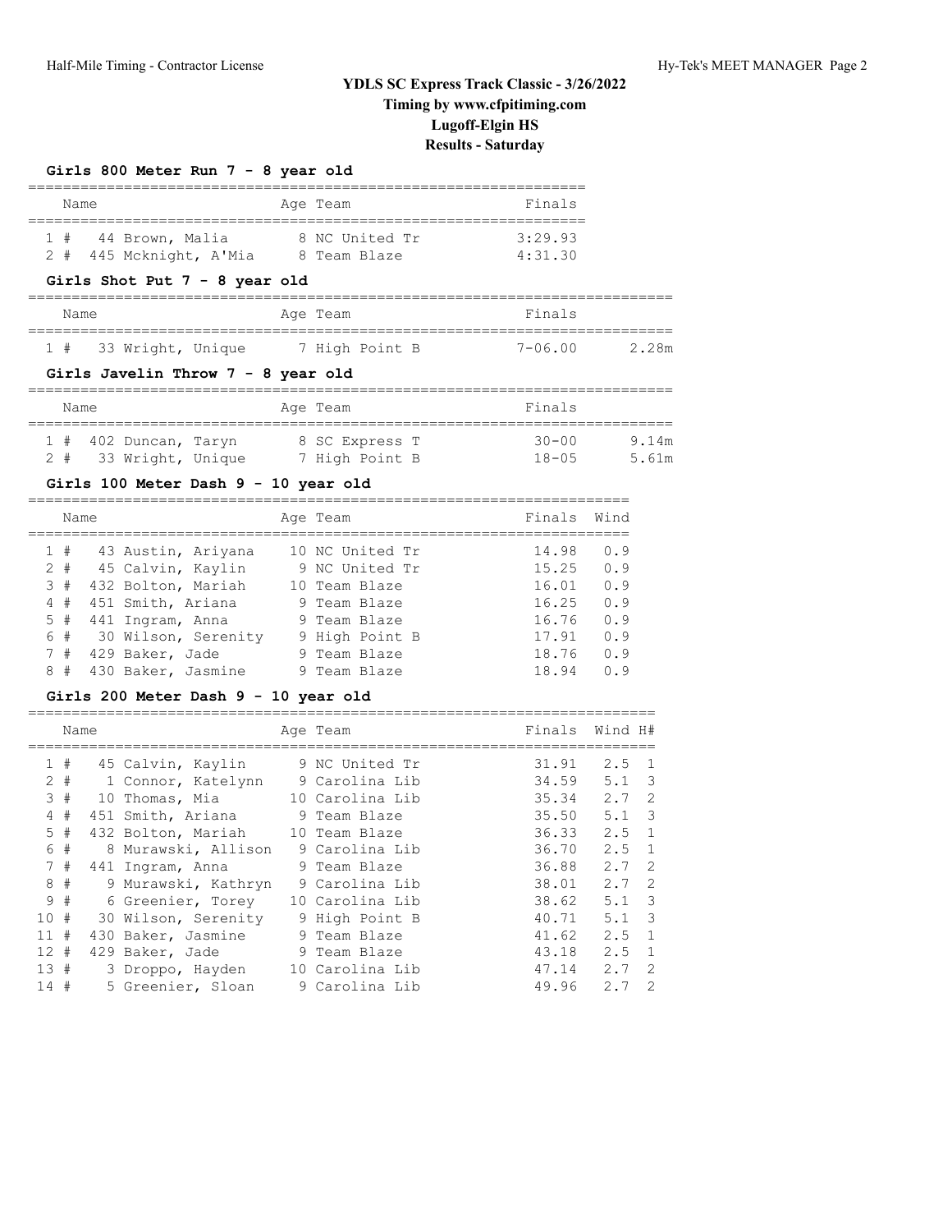# YDLS SC Express Track Classic - 3/26/2022

**Timing by www.cfpitiming.com**

**Lugoff-Elgin HS**

**Results - Saturday**

### Girls 800 Meter Run 7 - 8 year old

| | Name | Age | Team | Finals |
|---|---|---|---|---|
| 1 # | 44 Brown, Malia | 8 | NC United Tr | 3:29.93 |
| 2 # | 445 Mcknight, A'Mia | 8 | Team Blaze | 4:31.30 |

### Girls Shot Put 7 - 8 year old

| | Name | Age | Team | Finals | |
|---|---|---|---|---|---|
| 1 # | 33 Wright, Unique | 7 | High Point B | 7-06.00 | 2.28m |

### Girls Javelin Throw 7 - 8 year old

| | Name | Age | Team | Finals | |
|---|---|---|---|---|---|
| 1 # | 402 Duncan, Taryn | 8 | SC Express T | 30-00 | 9.14m |
| 2 # | 33 Wright, Unique | 7 | High Point B | 18-05 | 5.61m |

### Girls 100 Meter Dash 9 - 10 year old

| | Name | Age | Team | Finals | Wind |
|---|---|---|---|---|---|
| 1 # | 43 Austin, Ariyana | 10 | NC United Tr | 14.98 | 0.9 |
| 2 # | 45 Calvin, Kaylin | 9 | NC United Tr | 15.25 | 0.9 |
| 3 # | 432 Bolton, Mariah | 10 | Team Blaze | 16.01 | 0.9 |
| 4 # | 451 Smith, Ariana | 9 | Team Blaze | 16.25 | 0.9 |
| 5 # | 441 Ingram, Anna | 9 | Team Blaze | 16.76 | 0.9 |
| 6 # | 30 Wilson, Serenity | 9 | High Point B | 17.91 | 0.9 |
| 7 # | 429 Baker, Jade | 9 | Team Blaze | 18.76 | 0.9 |
| 8 # | 430 Baker, Jasmine | 9 | Team Blaze | 18.94 | 0.9 |

### Girls 200 Meter Dash 9 - 10 year old

| | Name | Age | Team | Finals | Wind | H# |
|---|---|---|---|---|---|---|
| 1 # | 45 Calvin, Kaylin | 9 | NC United Tr | 31.91 | 2.5 | 1 |
| 2 # | 1 Connor, Katelynn | 9 | Carolina Lib | 34.59 | 5.1 | 3 |
| 3 # | 10 Thomas, Mia | 10 | Carolina Lib | 35.34 | 2.7 | 2 |
| 4 # | 451 Smith, Ariana | 9 | Team Blaze | 35.50 | 5.1 | 3 |
| 5 # | 432 Bolton, Mariah | 10 | Team Blaze | 36.33 | 2.5 | 1 |
| 6 # | 8 Murawski, Allison | 9 | Carolina Lib | 36.70 | 2.5 | 1 |
| 7 # | 441 Ingram, Anna | 9 | Team Blaze | 36.88 | 2.7 | 2 |
| 8 # | 9 Murawski, Kathryn | 9 | Carolina Lib | 38.01 | 2.7 | 2 |
| 9 # | 6 Greenier, Torey | 10 | Carolina Lib | 38.62 | 5.1 | 3 |
| 10 # | 30 Wilson, Serenity | 9 | High Point B | 40.71 | 5.1 | 3 |
| 11 # | 430 Baker, Jasmine | 9 | Team Blaze | 41.62 | 2.5 | 1 |
| 12 # | 429 Baker, Jade | 9 | Team Blaze | 43.18 | 2.5 | 1 |
| 13 # | 3 Droppo, Hayden | 10 | Carolina Lib | 47.14 | 2.7 | 2 |
| 14 # | 5 Greenier, Sloan | 9 | Carolina Lib | 49.96 | 2.7 | 2 |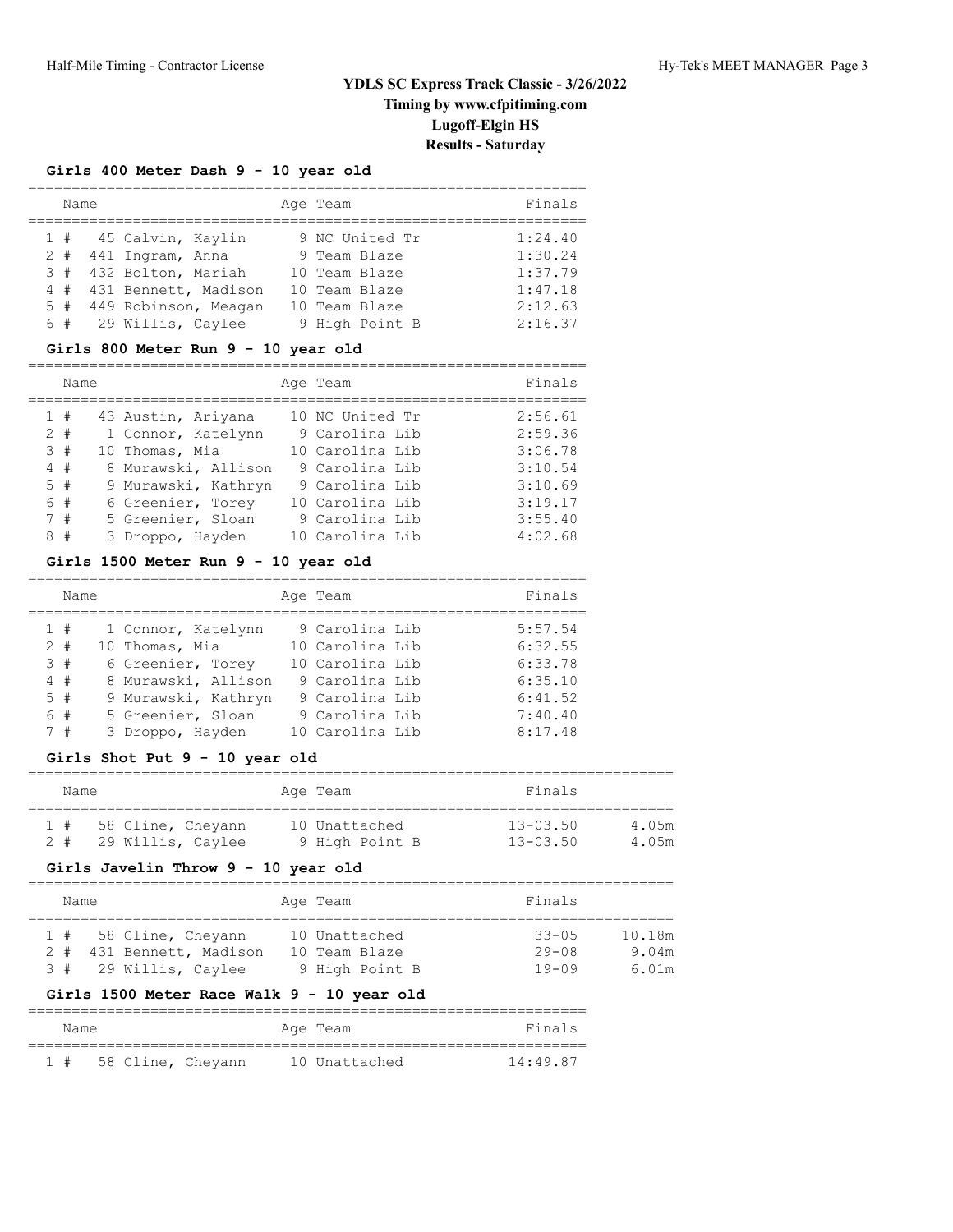# YDLS SC Express Track Classic - 3/26/2022

**Timing by www.cfpitiming.com**

**Lugoff-Elgin HS**

**Results - Saturday**

### Girls 400 Meter Dash 9 - 10 year old

| | Name | Age | Team | Finals |
|---|---|---|---|---|
| 1 # | 45 Calvin, Kaylin | 9 | NC United Tr | 1:24.40 |
| 2 # | 441 Ingram, Anna | 9 | Team Blaze | 1:30.24 |
| 3 # | 432 Bolton, Mariah | 10 | Team Blaze | 1:37.79 |
| 4 # | 431 Bennett, Madison | 10 | Team Blaze | 1:47.18 |
| 5 # | 449 Robinson, Meagan | 10 | Team Blaze | 2:12.63 |
| 6 # | 29 Willis, Caylee | 9 | High Point B | 2:16.37 |

### Girls 800 Meter Run 9 - 10 year old

| | Name | Age | Team | Finals |
|---|---|---|---|---|
| 1 # | 43 Austin, Ariyana | 10 | NC United Tr | 2:56.61 |
| 2 # | 1 Connor, Katelynn | 9 | Carolina Lib | 2:59.36 |
| 3 # | 10 Thomas, Mia | 10 | Carolina Lib | 3:06.78 |
| 4 # | 8 Murawski, Allison | 9 | Carolina Lib | 3:10.54 |
| 5 # | 9 Murawski, Kathryn | 9 | Carolina Lib | 3:10.69 |
| 6 # | 6 Greenier, Torey | 10 | Carolina Lib | 3:19.17 |
| 7 # | 5 Greenier, Sloan | 9 | Carolina Lib | 3:55.40 |
| 8 # | 3 Droppo, Hayden | 10 | Carolina Lib | 4:02.68 |

### Girls 1500 Meter Run 9 - 10 year old

| | Name | Age | Team | Finals |
|---|---|---|---|---|
| 1 # | 1 Connor, Katelynn | 9 | Carolina Lib | 5:57.54 |
| 2 # | 10 Thomas, Mia | 10 | Carolina Lib | 6:32.55 |
| 3 # | 6 Greenier, Torey | 10 | Carolina Lib | 6:33.78 |
| 4 # | 8 Murawski, Allison | 9 | Carolina Lib | 6:35.10 |
| 5 # | 9 Murawski, Kathryn | 9 | Carolina Lib | 6:41.52 |
| 6 # | 5 Greenier, Sloan | 9 | Carolina Lib | 7:40.40 |
| 7 # | 3 Droppo, Hayden | 10 | Carolina Lib | 8:17.48 |

### Girls Shot Put 9 - 10 year old

| | Name | Age | Team | Finals | |
|---|---|---|---|---|---|
| 1 # | 58 Cline, Cheyann | 10 | Unattached | 13-03.50 | 4.05m |
| 2 # | 29 Willis, Caylee | 9 | High Point B | 13-03.50 | 4.05m |

### Girls Javelin Throw 9 - 10 year old

| | Name | Age | Team | Finals | |
|---|---|---|---|---|---|
| 1 # | 58 Cline, Cheyann | 10 | Unattached | 33-05 | 10.18m |
| 2 # | 431 Bennett, Madison | 10 | Team Blaze | 29-08 | 9.04m |
| 3 # | 29 Willis, Caylee | 9 | High Point B | 19-09 | 6.01m |

### Girls 1500 Meter Race Walk 9 - 10 year old

| | Name | Age | Team | Finals |
|---|---|---|---|---|
| 1 # | 58 Cline, Cheyann | 10 | Unattached | 14:49.87 |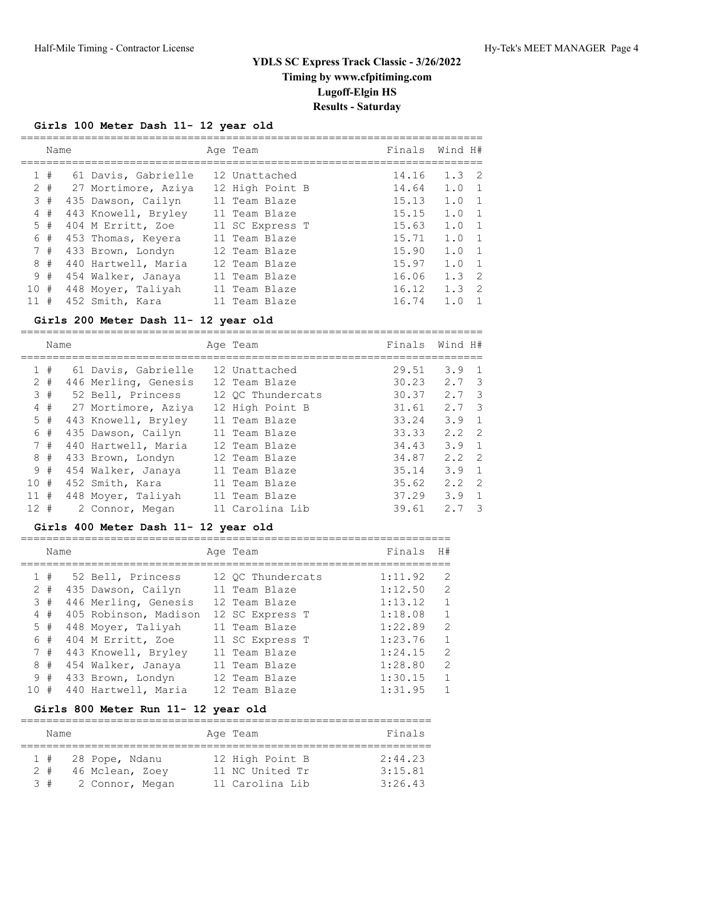# YDLS SC Express Track Classic - 3/26/2022

**Timing by www.cfpitiming.com**

**Lugoff-Elgin HS**

**Results - Saturday**

### Girls 100 Meter Dash 11- 12 year old

| | Name | Age | Team | Finals | Wind | H# |
|---|---|---|---|---|---|---|
| 1 # | 61 Davis, Gabrielle | 12 | Unattached | 14.16 | 1.3 | 2 |
| 2 # | 27 Mortimore, Aziya | 12 | High Point B | 14.64 | 1.0 | 1 |
| 3 # | 435 Dawson, Cailyn | 11 | Team Blaze | 15.13 | 1.0 | 1 |
| 4 # | 443 Knowell, Bryley | 11 | Team Blaze | 15.15 | 1.0 | 1 |
| 5 # | 404 M Erritt, Zoe | 11 | SC Express T | 15.63 | 1.0 | 1 |
| 6 # | 453 Thomas, Keyera | 11 | Team Blaze | 15.71 | 1.0 | 1 |
| 7 # | 433 Brown, Londyn | 12 | Team Blaze | 15.90 | 1.0 | 1 |
| 8 # | 440 Hartwell, Maria | 12 | Team Blaze | 15.97 | 1.0 | 1 |
| 9 # | 454 Walker, Janaya | 11 | Team Blaze | 16.06 | 1.3 | 2 |
| 10 # | 448 Moyer, Taliyah | 11 | Team Blaze | 16.12 | 1.3 | 2 |
| 11 # | 452 Smith, Kara | 11 | Team Blaze | 16.74 | 1.0 | 1 |

### Girls 200 Meter Dash 11- 12 year old

| | Name | Age | Team | Finals | Wind | H# |
|---|---|---|---|---|---|---|
| 1 # | 61 Davis, Gabrielle | 12 | Unattached | 29.51 | 3.9 | 1 |
| 2 # | 446 Merling, Genesis | 12 | Team Blaze | 30.23 | 2.7 | 3 |
| 3 # | 52 Bell, Princess | 12 | QC Thundercats | 30.37 | 2.7 | 3 |
| 4 # | 27 Mortimore, Aziya | 12 | High Point B | 31.61 | 2.7 | 3 |
| 5 # | 443 Knowell, Bryley | 11 | Team Blaze | 33.24 | 3.9 | 1 |
| 6 # | 435 Dawson, Cailyn | 11 | Team Blaze | 33.33 | 2.2 | 2 |
| 7 # | 440 Hartwell, Maria | 12 | Team Blaze | 34.43 | 3.9 | 1 |
| 8 # | 433 Brown, Londyn | 12 | Team Blaze | 34.87 | 2.2 | 2 |
| 9 # | 454 Walker, Janaya | 11 | Team Blaze | 35.14 | 3.9 | 1 |
| 10 # | 452 Smith, Kara | 11 | Team Blaze | 35.62 | 2.2 | 2 |
| 11 # | 448 Moyer, Taliyah | 11 | Team Blaze | 37.29 | 3.9 | 1 |
| 12 # | 2 Connor, Megan | 11 | Carolina Lib | 39.61 | 2.7 | 3 |

### Girls 400 Meter Dash 11- 12 year old

| | Name | Age | Team | Finals | H# |
|---|---|---|---|---|---|
| 1 # | 52 Bell, Princess | 12 | QC Thundercats | 1:11.92 | 2 |
| 2 # | 435 Dawson, Cailyn | 11 | Team Blaze | 1:12.50 | 2 |
| 3 # | 446 Merling, Genesis | 12 | Team Blaze | 1:13.12 | 1 |
| 4 # | 405 Robinson, Madison | 12 | SC Express T | 1:18.08 | 1 |
| 5 # | 448 Moyer, Taliyah | 11 | Team Blaze | 1:22.89 | 2 |
| 6 # | 404 M Erritt, Zoe | 11 | SC Express T | 1:23.76 | 1 |
| 7 # | 443 Knowell, Bryley | 11 | Team Blaze | 1:24.15 | 2 |
| 8 # | 454 Walker, Janaya | 11 | Team Blaze | 1:28.80 | 2 |
| 9 # | 433 Brown, Londyn | 12 | Team Blaze | 1:30.15 | 1 |
| 10 # | 440 Hartwell, Maria | 12 | Team Blaze | 1:31.95 | 1 |

### Girls 800 Meter Run 11- 12 year old

| | Name | Age | Team | Finals |
|---|---|---|---|---|
| 1 # | 28 Pope, Ndanu | 12 | High Point B | 2:44.23 |
| 2 # | 46 Mclean, Zoey | 11 | NC United Tr | 3:15.81 |
| 3 # | 2 Connor, Megan | 11 | Carolina Lib | 3:26.43 |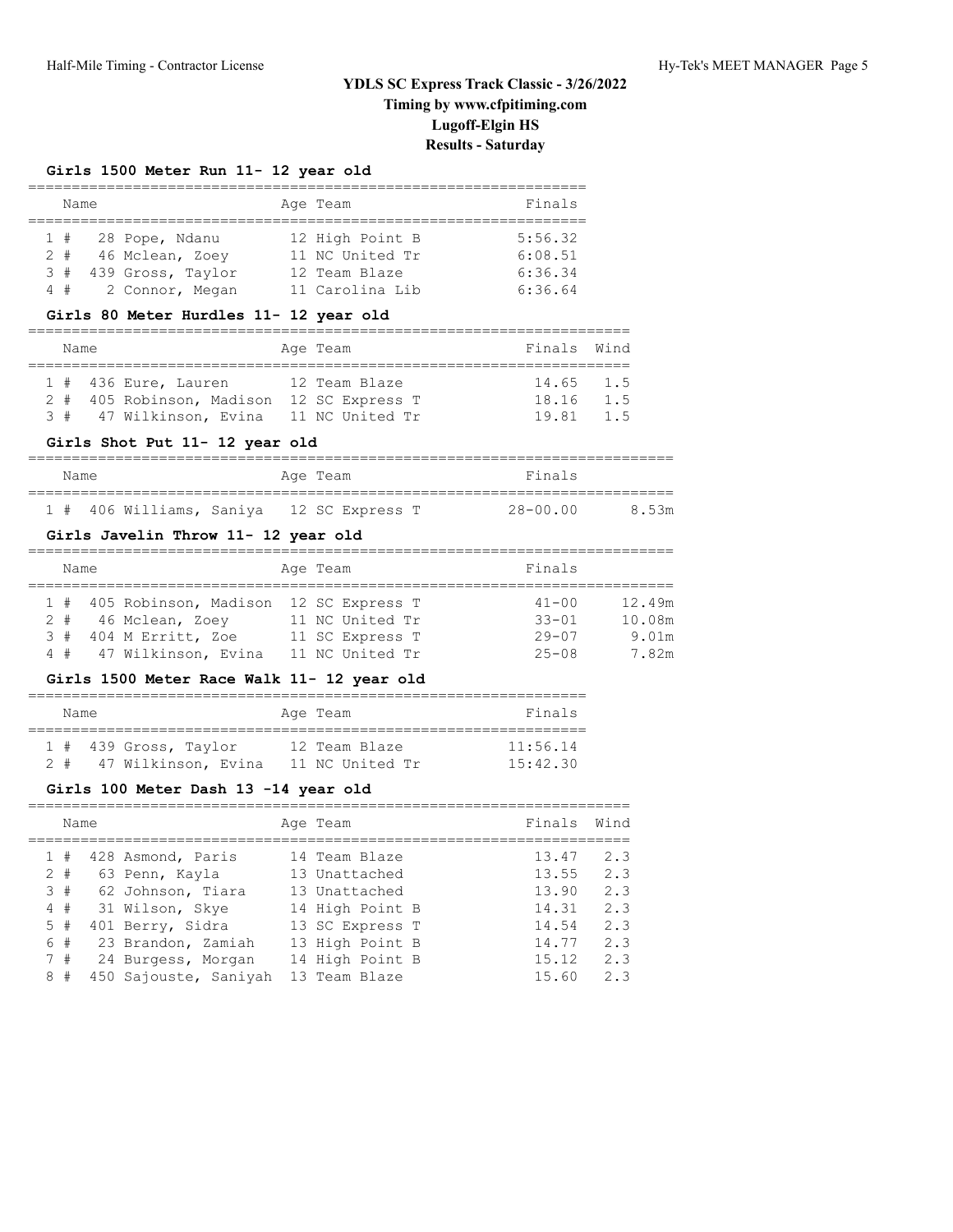# YDLS SC Express Track Classic - 3/26/2022

**Timing by www.cfpitiming.com**

**Lugoff-Elgin HS**

**Results - Saturday**

### Girls 1500 Meter Run 11- 12 year old

| | Name | Age | Team | Finals |
|---|---|---|---|---|
| 1 # | 28 Pope, Ndanu | 12 | High Point B | 5:56.32 |
| 2 # | 46 Mclean, Zoey | 11 | NC United Tr | 6:08.51 |
| 3 # | 439 Gross, Taylor | 12 | Team Blaze | 6:36.34 |
| 4 # | 2 Connor, Megan | 11 | Carolina Lib | 6:36.64 |

### Girls 80 Meter Hurdles 11- 12 year old

| | Name | Age | Team | Finals | Wind |
|---|---|---|---|---|---|
| 1 # | 436 Eure, Lauren | 12 | Team Blaze | 14.65 | 1.5 |
| 2 # | 405 Robinson, Madison | 12 | SC Express T | 18.16 | 1.5 |
| 3 # | 47 Wilkinson, Evina | 11 | NC United Tr | 19.81 | 1.5 |

### Girls Shot Put 11- 12 year old

| | Name | Age | Team | Finals | |
|---|---|---|---|---|---|
| 1 # | 406 Williams, Saniya | 12 | SC Express T | 28-00.00 | 8.53m |

### Girls Javelin Throw 11- 12 year old

| | Name | Age | Team | Finals | |
|---|---|---|---|---|---|
| 1 # | 405 Robinson, Madison | 12 | SC Express T | 41-00 | 12.49m |
| 2 # | 46 Mclean, Zoey | 11 | NC United Tr | 33-01 | 10.08m |
| 3 # | 404 M Erritt, Zoe | 11 | SC Express T | 29-07 | 9.01m |
| 4 # | 47 Wilkinson, Evina | 11 | NC United Tr | 25-08 | 7.82m |

### Girls 1500 Meter Race Walk 11- 12 year old

| | Name | Age | Team | Finals |
|---|---|---|---|---|
| 1 # | 439 Gross, Taylor | 12 | Team Blaze | 11:56.14 |
| 2 # | 47 Wilkinson, Evina | 11 | NC United Tr | 15:42.30 |

### Girls 100 Meter Dash 13 -14 year old

| | Name | Age | Team | Finals | Wind |
|---|---|---|---|---|---|
| 1 # | 428 Asmond, Paris | 14 | Team Blaze | 13.47 | 2.3 |
| 2 # | 63 Penn, Kayla | 13 | Unattached | 13.55 | 2.3 |
| 3 # | 62 Johnson, Tiara | 13 | Unattached | 13.90 | 2.3 |
| 4 # | 31 Wilson, Skye | 14 | High Point B | 14.31 | 2.3 |
| 5 # | 401 Berry, Sidra | 13 | SC Express T | 14.54 | 2.3 |
| 6 # | 23 Brandon, Zamiah | 13 | High Point B | 14.77 | 2.3 |
| 7 # | 24 Burgess, Morgan | 14 | High Point B | 15.12 | 2.3 |
| 8 # | 450 Sajouste, Saniyah | 13 | Team Blaze | 15.60 | 2.3 |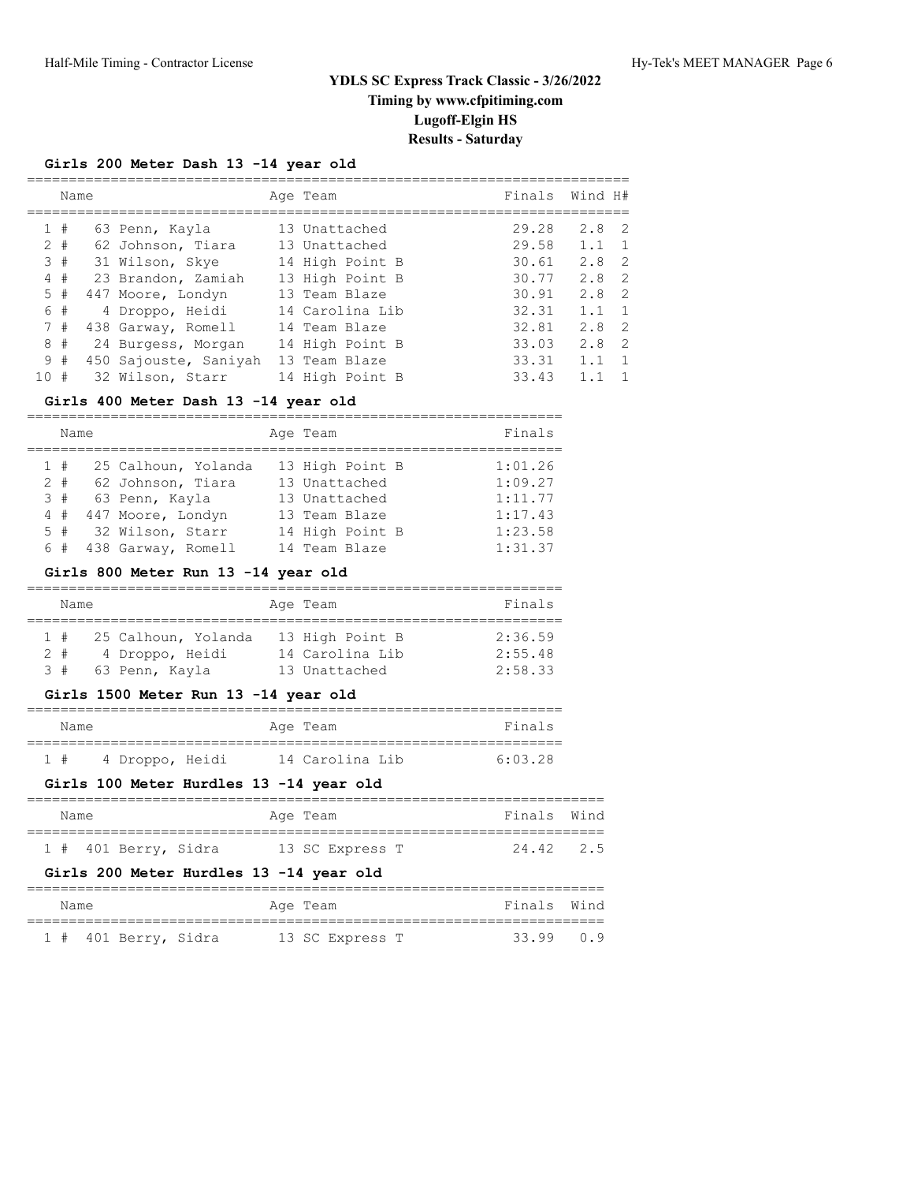# YDLS SC Express Track Classic - 3/26/2022
## Timing by www.cfpitiming.com
## Lugoff-Elgin HS
## Results - Saturday

### Girls 200 Meter Dash 13 -14 year old

| | Name | Age | Team | Finals | Wind | H# |
|---|---|---|---|---|---|---|
| 1 # | 63 Penn, Kayla | 13 | Unattached | 29.28 | 2.8 | 2 |
| 2 # | 62 Johnson, Tiara | 13 | Unattached | 29.58 | 1.1 | 1 |
| 3 # | 31 Wilson, Skye | 14 | High Point B | 30.61 | 2.8 | 2 |
| 4 # | 23 Brandon, Zamiah | 13 | High Point B | 30.77 | 2.8 | 2 |
| 5 # | 447 Moore, Londyn | 13 | Team Blaze | 30.91 | 2.8 | 2 |
| 6 # | 4 Droppo, Heidi | 14 | Carolina Lib | 32.31 | 1.1 | 1 |
| 7 # | 438 Garway, Romell | 14 | Team Blaze | 32.81 | 2.8 | 2 |
| 8 # | 24 Burgess, Morgan | 14 | High Point B | 33.03 | 2.8 | 2 |
| 9 # | 450 Sajouste, Saniyah | 13 | Team Blaze | 33.31 | 1.1 | 1 |
| 10 # | 32 Wilson, Starr | 14 | High Point B | 33.43 | 1.1 | 1 |

### Girls 400 Meter Dash 13 -14 year old

| | Name | Age | Team | Finals |
|---|---|---|---|---|
| 1 # | 25 Calhoun, Yolanda | 13 | High Point B | 1:01.26 |
| 2 # | 62 Johnson, Tiara | 13 | Unattached | 1:09.27 |
| 3 # | 63 Penn, Kayla | 13 | Unattached | 1:11.77 |
| 4 # | 447 Moore, Londyn | 13 | Team Blaze | 1:17.43 |
| 5 # | 32 Wilson, Starr | 14 | High Point B | 1:23.58 |
| 6 # | 438 Garway, Romell | 14 | Team Blaze | 1:31.37 |

### Girls 800 Meter Run 13 -14 year old

| | Name | Age | Team | Finals |
|---|---|---|---|---|
| 1 # | 25 Calhoun, Yolanda | 13 | High Point B | 2:36.59 |
| 2 # | 4 Droppo, Heidi | 14 | Carolina Lib | 2:55.48 |
| 3 # | 63 Penn, Kayla | 13 | Unattached | 2:58.33 |

### Girls 1500 Meter Run 13 -14 year old

| | Name | Age | Team | Finals |
|---|---|---|---|---|
| 1 # | 4 Droppo, Heidi | 14 | Carolina Lib | 6:03.28 |

### Girls 100 Meter Hurdles 13 -14 year old

| | Name | Age | Team | Finals | Wind |
|---|---|---|---|---|---|
| 1 # | 401 Berry, Sidra | 13 | SC Express T | 24.42 | 2.5 |

### Girls 200 Meter Hurdles 13 -14 year old

| | Name | Age | Team | Finals | Wind |
|---|---|---|---|---|---|
| 1 # | 401 Berry, Sidra | 13 | SC Express T | 33.99 | 0.9 |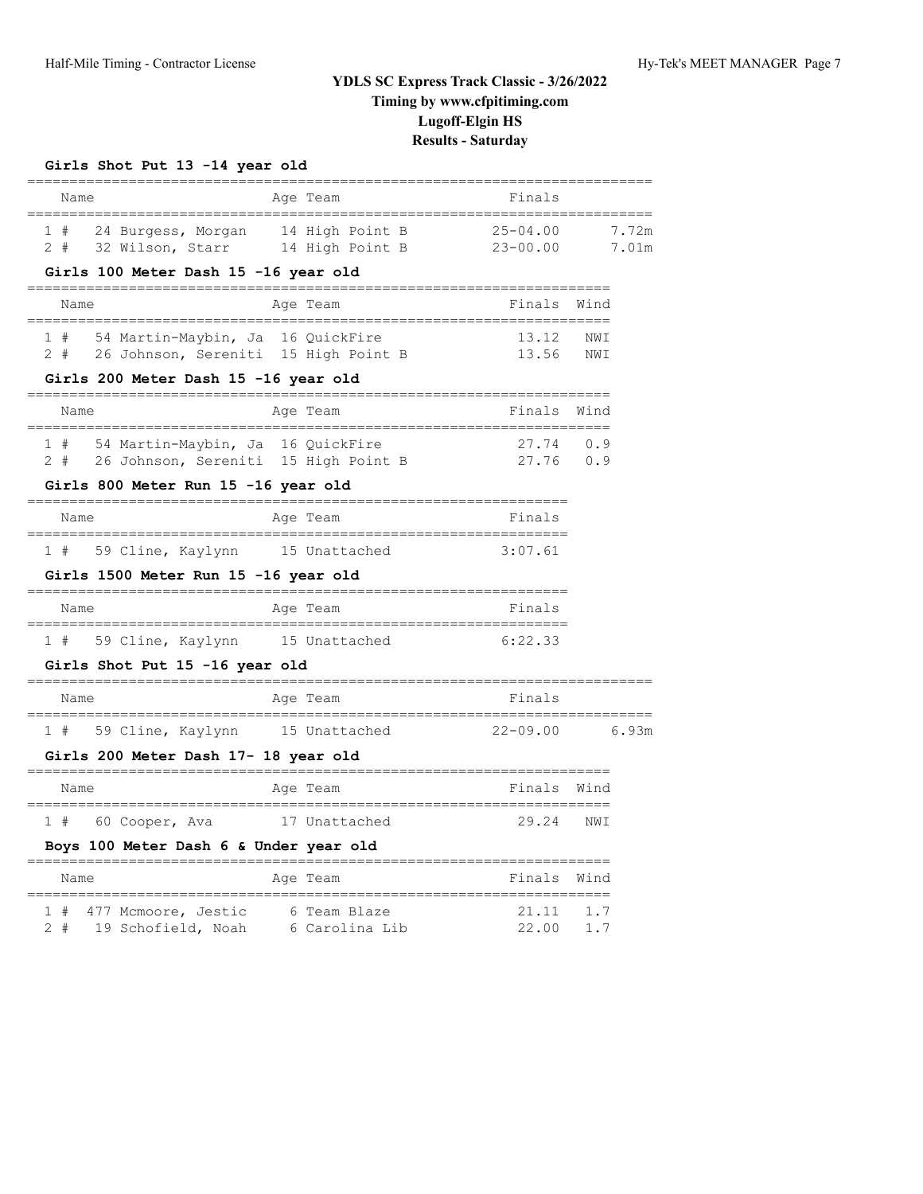# YDLS SC Express Track Classic - 3/26/2022

**Timing by www.cfpitiming.com**

**Lugoff-Elgin HS**

**Results - Saturday**

### Girls Shot Put 13 -14 year old

| | Name | Age | Team | Finals | |
|---|---|---|---|---|---|
| 1 # | 24 Burgess, Morgan | 14 | High Point B | 25-04.00 | 7.72m |
| 2 # | 32 Wilson, Starr | 14 | High Point B | 23-00.00 | 7.01m |

### Girls 100 Meter Dash 15 -16 year old

| | Name | Age | Team | Finals | Wind |
|---|---|---|---|---|---|
| 1 # | 54 Martin-Maybin, Ja | 16 | QuickFire | 13.12 | NWI |
| 2 # | 26 Johnson, Sereniti | 15 | High Point B | 13.56 | NWI |

### Girls 200 Meter Dash 15 -16 year old

| | Name | Age | Team | Finals | Wind |
|---|---|---|---|---|---|
| 1 # | 54 Martin-Maybin, Ja | 16 | QuickFire | 27.74 | 0.9 |
| 2 # | 26 Johnson, Sereniti | 15 | High Point B | 27.76 | 0.9 |

### Girls 800 Meter Run 15 -16 year old

| | Name | Age | Team | Finals |
|---|---|---|---|---|
| 1 # | 59 Cline, Kaylynn | 15 | Unattached | 3:07.61 |

### Girls 1500 Meter Run 15 -16 year old

| | Name | Age | Team | Finals |
|---|---|---|---|---|
| 1 # | 59 Cline, Kaylynn | 15 | Unattached | 6:22.33 |

### Girls Shot Put 15 -16 year old

| | Name | Age | Team | Finals | |
|---|---|---|---|---|---|
| 1 # | 59 Cline, Kaylynn | 15 | Unattached | 22-09.00 | 6.93m |

### Girls 200 Meter Dash 17- 18 year old

| | Name | Age | Team | Finals | Wind |
|---|---|---|---|---|---|
| 1 # | 60 Cooper, Ava | 17 | Unattached | 29.24 | NWI |

### Boys 100 Meter Dash 6 & Under year old

| | Name | Age | Team | Finals | Wind |
|---|---|---|---|---|---|
| 1 # | 477 Mcmoore, Jestic | 6 | Team Blaze | 21.11 | 1.7 |
| 2 # | 19 Schofield, Noah | 6 | Carolina Lib | 22.00 | 1.7 |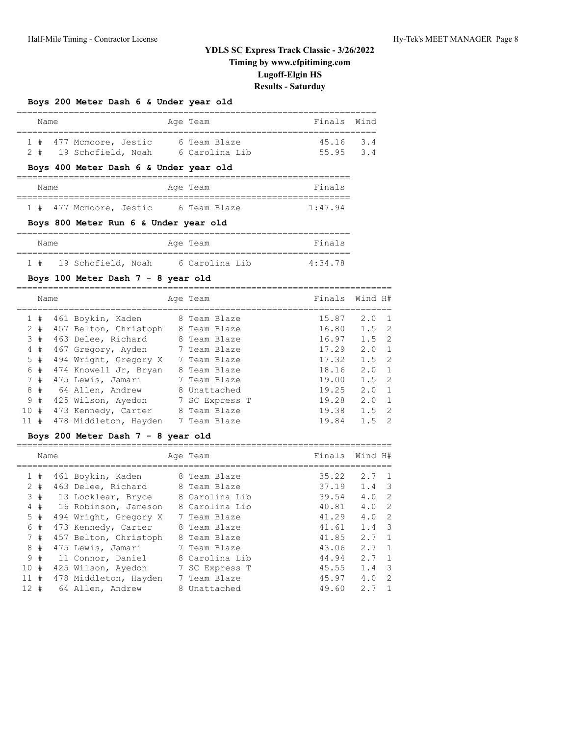# YDLS SC Express Track Classic - 3/26/2022

**Timing by www.cfpitiming.com**

**Lugoff-Elgin HS**

**Results - Saturday**

### Boys 200 Meter Dash 6 & Under year old

| | Name | Age | Team | Finals | Wind |
|---|---|---|---|---|---|
| 1 # | 477 Mcmoore, Jestic | 6 | Team Blaze | 45.16 | 3.4 |
| 2 # | 19 Schofield, Noah | 6 | Carolina Lib | 55.95 | 3.4 |

### Boys 400 Meter Dash 6 & Under year old

| | Name | Age | Team | Finals |
|---|---|---|---|---|
| 1 # | 477 Mcmoore, Jestic | 6 | Team Blaze | 1:47.94 |

### Boys 800 Meter Run 6 & Under year old

| | Name | Age | Team | Finals |
|---|---|---|---|---|
| 1 # | 19 Schofield, Noah | 6 | Carolina Lib | 4:34.78 |

### Boys 100 Meter Dash 7 - 8 year old

| | Name | Age | Team | Finals | Wind | H# |
|---|---|---|---|---|---|---|
| 1 # | 461 Boykin, Kaden | 8 | Team Blaze | 15.87 | 2.0 | 1 |
| 2 # | 457 Belton, Christoph | 8 | Team Blaze | 16.80 | 1.5 | 2 |
| 3 # | 463 Delee, Richard | 8 | Team Blaze | 16.97 | 1.5 | 2 |
| 4 # | 467 Gregory, Ayden | 7 | Team Blaze | 17.29 | 2.0 | 1 |
| 5 # | 494 Wright, Gregory X | 7 | Team Blaze | 17.32 | 1.5 | 2 |
| 6 # | 474 Knowell Jr, Bryan | 8 | Team Blaze | 18.16 | 2.0 | 1 |
| 7 # | 475 Lewis, Jamari | 7 | Team Blaze | 19.00 | 1.5 | 2 |
| 8 # | 64 Allen, Andrew | 8 | Unattached | 19.25 | 2.0 | 1 |
| 9 # | 425 Wilson, Ayedon | 7 | SC Express T | 19.28 | 2.0 | 1 |
| 10 # | 473 Kennedy, Carter | 8 | Team Blaze | 19.38 | 1.5 | 2 |
| 11 # | 478 Middleton, Hayden | 7 | Team Blaze | 19.84 | 1.5 | 2 |

### Boys 200 Meter Dash 7 - 8 year old

| | Name | Age | Team | Finals | Wind | H# |
|---|---|---|---|---|---|---|
| 1 # | 461 Boykin, Kaden | 8 | Team Blaze | 35.22 | 2.7 | 1 |
| 2 # | 463 Delee, Richard | 8 | Team Blaze | 37.19 | 1.4 | 3 |
| 3 # | 13 Locklear, Bryce | 8 | Carolina Lib | 39.54 | 4.0 | 2 |
| 4 # | 16 Robinson, Jameson | 8 | Carolina Lib | 40.81 | 4.0 | 2 |
| 5 # | 494 Wright, Gregory X | 7 | Team Blaze | 41.29 | 4.0 | 2 |
| 6 # | 473 Kennedy, Carter | 8 | Team Blaze | 41.61 | 1.4 | 3 |
| 7 # | 457 Belton, Christoph | 8 | Team Blaze | 41.85 | 2.7 | 1 |
| 8 # | 475 Lewis, Jamari | 7 | Team Blaze | 43.06 | 2.7 | 1 |
| 9 # | 11 Connor, Daniel | 8 | Carolina Lib | 44.94 | 2.7 | 1 |
| 10 # | 425 Wilson, Ayedon | 7 | SC Express T | 45.55 | 1.4 | 3 |
| 11 # | 478 Middleton, Hayden | 7 | Team Blaze | 45.97 | 4.0 | 2 |
| 12 # | 64 Allen, Andrew | 8 | Unattached | 49.60 | 2.7 | 1 |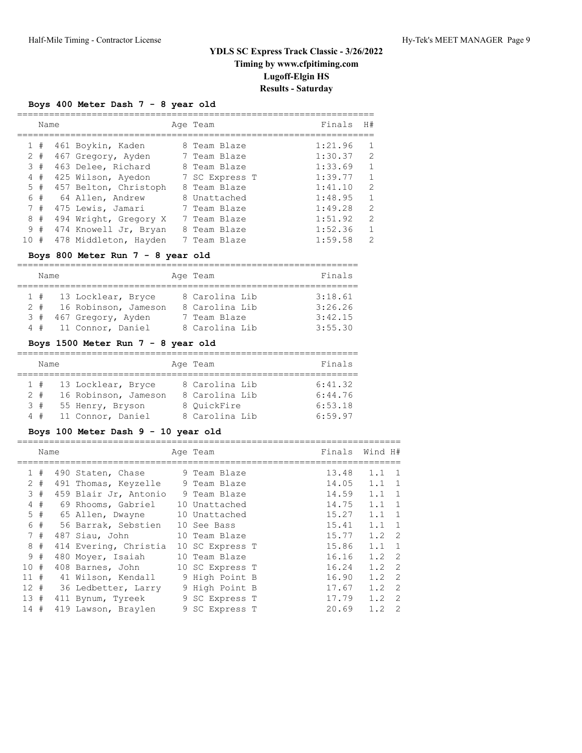# YDLS SC Express Track Classic - 3/26/2022

**Timing by www.cfpitiming.com**

**Lugoff-Elgin HS**

**Results - Saturday**

### Boys 400 Meter Dash 7 - 8 year old

| | Name | Age | Team | Finals | H# |
|---|---|---|---|---|---|
| 1 # | 461 Boykin, Kaden | 8 | Team Blaze | 1:21.96 | 1 |
| 2 # | 467 Gregory, Ayden | 7 | Team Blaze | 1:30.37 | 2 |
| 3 # | 463 Delee, Richard | 8 | Team Blaze | 1:33.69 | 1 |
| 4 # | 425 Wilson, Ayedon | 7 | SC Express T | 1:39.77 | 1 |
| 5 # | 457 Belton, Christoph | 8 | Team Blaze | 1:41.10 | 2 |
| 6 # | 64 Allen, Andrew | 8 | Unattached | 1:48.95 | 1 |
| 7 # | 475 Lewis, Jamari | 7 | Team Blaze | 1:49.28 | 2 |
| 8 # | 494 Wright, Gregory X | 7 | Team Blaze | 1:51.92 | 2 |
| 9 # | 474 Knowell Jr, Bryan | 8 | Team Blaze | 1:52.36 | 1 |
| 10 # | 478 Middleton, Hayden | 7 | Team Blaze | 1:59.58 | 2 |

### Boys 800 Meter Run 7 - 8 year old

| | Name | Age | Team | Finals |
|---|---|---|---|---|
| 1 # | 13 Locklear, Bryce | 8 | Carolina Lib | 3:18.61 |
| 2 # | 16 Robinson, Jameson | 8 | Carolina Lib | 3:26.26 |
| 3 # | 467 Gregory, Ayden | 7 | Team Blaze | 3:42.15 |
| 4 # | 11 Connor, Daniel | 8 | Carolina Lib | 3:55.30 |

### Boys 1500 Meter Run 7 - 8 year old

| | Name | Age | Team | Finals |
|---|---|---|---|---|
| 1 # | 13 Locklear, Bryce | 8 | Carolina Lib | 6:41.32 |
| 2 # | 16 Robinson, Jameson | 8 | Carolina Lib | 6:44.76 |
| 3 # | 55 Henry, Bryson | 8 | QuickFire | 6:53.18 |
| 4 # | 11 Connor, Daniel | 8 | Carolina Lib | 6:59.97 |

### Boys 100 Meter Dash 9 - 10 year old

| | Name | Age | Team | Finals | Wind | H# |
|---|---|---|---|---|---|---|
| 1 # | 490 Staten, Chase | 9 | Team Blaze | 13.48 | 1.1 | 1 |
| 2 # | 491 Thomas, Keyzelle | 9 | Team Blaze | 14.05 | 1.1 | 1 |
| 3 # | 459 Blair Jr, Antonio | 9 | Team Blaze | 14.59 | 1.1 | 1 |
| 4 # | 69 Rhooms, Gabriel | 10 | Unattached | 14.75 | 1.1 | 1 |
| 5 # | 65 Allen, Dwayne | 10 | Unattached | 15.27 | 1.1 | 1 |
| 6 # | 56 Barrak, Sebstien | 10 | See Bass | 15.41 | 1.1 | 1 |
| 7 # | 487 Siau, John | 10 | Team Blaze | 15.77 | 1.2 | 2 |
| 8 # | 414 Evering, Christia | 10 | SC Express T | 15.86 | 1.1 | 1 |
| 9 # | 480 Moyer, Isaiah | 10 | Team Blaze | 16.16 | 1.2 | 2 |
| 10 # | 408 Barnes, John | 10 | SC Express T | 16.24 | 1.2 | 2 |
| 11 # | 41 Wilson, Kendall | 9 | High Point B | 16.90 | 1.2 | 2 |
| 12 # | 36 Ledbetter, Larry | 9 | High Point B | 17.67 | 1.2 | 2 |
| 13 # | 411 Bynum, Tyreek | 9 | SC Express T | 17.79 | 1.2 | 2 |
| 14 # | 419 Lawson, Braylen | 9 | SC Express T | 20.69 | 1.2 | 2 |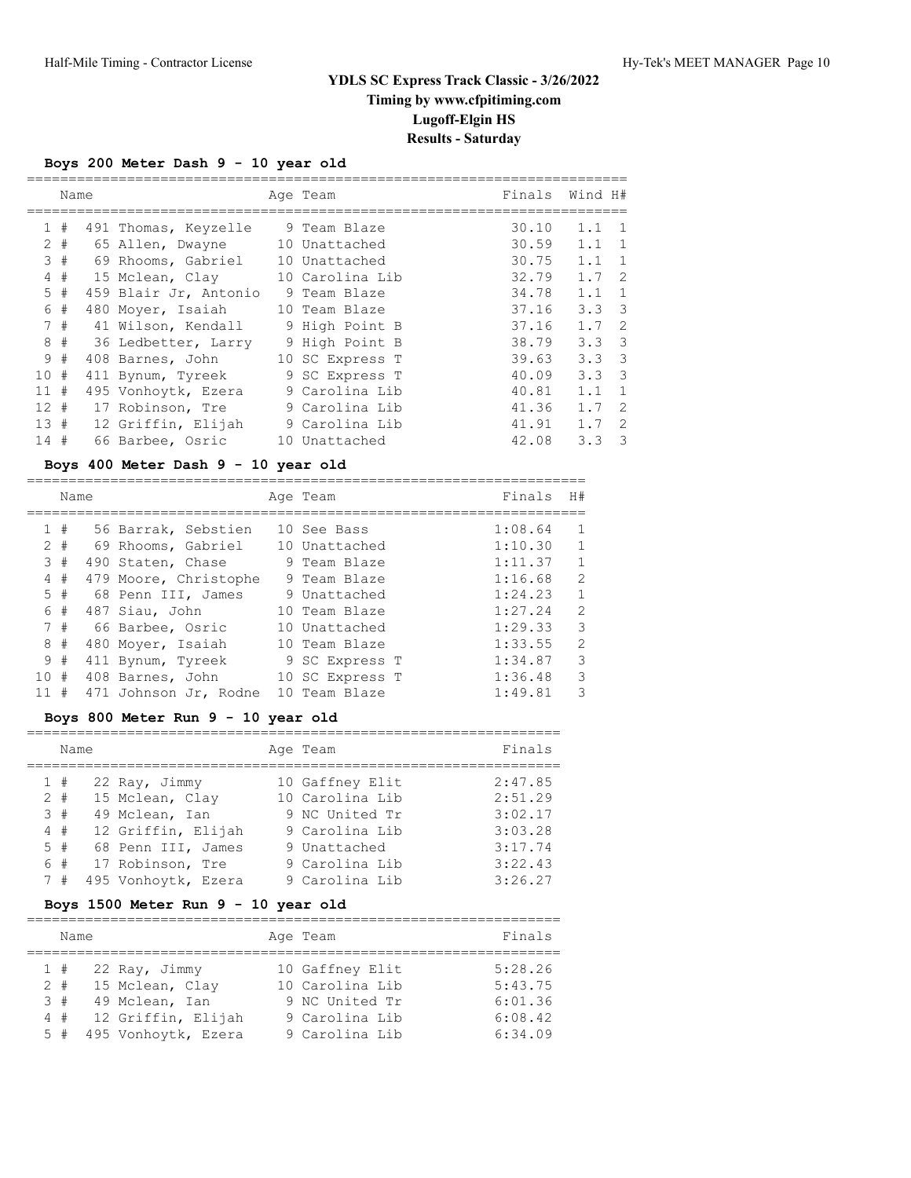# YDLS SC Express Track Classic - 3/26/2022
## Timing by www.cfpitiming.com
## Lugoff-Elgin HS
## Results - Saturday

### Boys 200 Meter Dash 9 - 10 year old

| | Name | Age | Team | Finals | Wind | H# |
|---|---|---|---|---|---|---|
| 1 # | 491 Thomas, Keyzelle | 9 | Team Blaze | 30.10 | 1.1 | 1 |
| 2 # | 65 Allen, Dwayne | 10 | Unattached | 30.59 | 1.1 | 1 |
| 3 # | 69 Rhooms, Gabriel | 10 | Unattached | 30.75 | 1.1 | 1 |
| 4 # | 15 Mclean, Clay | 10 | Carolina Lib | 32.79 | 1.7 | 2 |
| 5 # | 459 Blair Jr, Antonio | 9 | Team Blaze | 34.78 | 1.1 | 1 |
| 6 # | 480 Moyer, Isaiah | 10 | Team Blaze | 37.16 | 3.3 | 3 |
| 7 # | 41 Wilson, Kendall | 9 | High Point B | 37.16 | 1.7 | 2 |
| 8 # | 36 Ledbetter, Larry | 9 | High Point B | 38.79 | 3.3 | 3 |
| 9 # | 408 Barnes, John | 10 | SC Express T | 39.63 | 3.3 | 3 |
| 10 # | 411 Bynum, Tyreek | 9 | SC Express T | 40.09 | 3.3 | 3 |
| 11 # | 495 Vonhoytk, Ezera | 9 | Carolina Lib | 40.81 | 1.1 | 1 |
| 12 # | 17 Robinson, Tre | 9 | Carolina Lib | 41.36 | 1.7 | 2 |
| 13 # | 12 Griffin, Elijah | 9 | Carolina Lib | 41.91 | 1.7 | 2 |
| 14 # | 66 Barbee, Osric | 10 | Unattached | 42.08 | 3.3 | 3 |

### Boys 400 Meter Dash 9 - 10 year old

| | Name | Age | Team | Finals | H# |
|---|---|---|---|---|---|
| 1 # | 56 Barrak, Sebstien | 10 | See Bass | 1:08.64 | 1 |
| 2 # | 69 Rhooms, Gabriel | 10 | Unattached | 1:10.30 | 1 |
| 3 # | 490 Staten, Chase | 9 | Team Blaze | 1:11.37 | 1 |
| 4 # | 479 Moore, Christophe | 9 | Team Blaze | 1:16.68 | 2 |
| 5 # | 68 Penn III, James | 9 | Unattached | 1:24.23 | 1 |
| 6 # | 487 Siau, John | 10 | Team Blaze | 1:27.24 | 2 |
| 7 # | 66 Barbee, Osric | 10 | Unattached | 1:29.33 | 3 |
| 8 # | 480 Moyer, Isaiah | 10 | Team Blaze | 1:33.55 | 2 |
| 9 # | 411 Bynum, Tyreek | 9 | SC Express T | 1:34.87 | 3 |
| 10 # | 408 Barnes, John | 10 | SC Express T | 1:36.48 | 3 |
| 11 # | 471 Johnson Jr, Rodne | 10 | Team Blaze | 1:49.81 | 3 |

### Boys 800 Meter Run 9 - 10 year old

| | Name | Age | Team | Finals |
|---|---|---|---|---|
| 1 # | 22 Ray, Jimmy | 10 | Gaffney Elit | 2:47.85 |
| 2 # | 15 Mclean, Clay | 10 | Carolina Lib | 2:51.29 |
| 3 # | 49 Mclean, Ian | 9 | NC United Tr | 3:02.17 |
| 4 # | 12 Griffin, Elijah | 9 | Carolina Lib | 3:03.28 |
| 5 # | 68 Penn III, James | 9 | Unattached | 3:17.74 |
| 6 # | 17 Robinson, Tre | 9 | Carolina Lib | 3:22.43 |
| 7 # | 495 Vonhoytk, Ezera | 9 | Carolina Lib | 3:26.27 |

### Boys 1500 Meter Run 9 - 10 year old

| | Name | Age | Team | Finals |
|---|---|---|---|---|
| 1 # | 22 Ray, Jimmy | 10 | Gaffney Elit | 5:28.26 |
| 2 # | 15 Mclean, Clay | 10 | Carolina Lib | 5:43.75 |
| 3 # | 49 Mclean, Ian | 9 | NC United Tr | 6:01.36 |
| 4 # | 12 Griffin, Elijah | 9 | Carolina Lib | 6:08.42 |
| 5 # | 495 Vonhoytk, Ezera | 9 | Carolina Lib | 6:34.09 |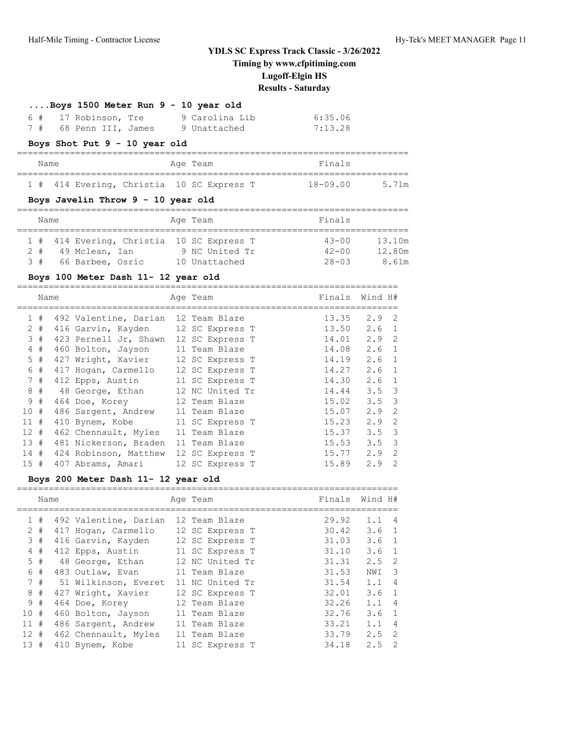# YDLS SC Express Track Classic - 3/26/2022

**Timing by www.cfpitiming.com**

**Lugoff-Elgin HS**

**Results - Saturday**

### ....Boys 1500 Meter Run 9 - 10 year old

| | Name | Age | Team | Finals |
|---|---|---|---|---|
| 6 # | 17 Robinson, Tre | 9 | Carolina Lib | 6:35.06 |
| 7 # | 68 Penn III, James | 9 | Unattached | 7:13.28 |

### Boys Shot Put 9 - 10 year old

| | Name | Age | Team | Finals | |
|---|---|---|---|---|---|
| 1 # | 414 Evering, Christia | 10 | SC Express T | 18-09.00 | 5.71m |

### Boys Javelin Throw 9 - 10 year old

| | Name | Age | Team | Finals | |
|---|---|---|---|---|---|
| 1 # | 414 Evering, Christia | 10 | SC Express T | 43-00 | 13.10m |
| 2 # | 49 Mclean, Ian | 9 | NC United Tr | 42-00 | 12.80m |
| 3 # | 66 Barbee, Osric | 10 | Unattached | 28-03 | 8.61m |

### Boys 100 Meter Dash 11- 12 year old

| | Name | Age | Team | Finals | Wind | H# |
|---|---|---|---|---|---|---|
| 1 # | 492 Valentine, Darian | 12 | Team Blaze | 13.35 | 2.9 | 2 |
| 2 # | 416 Garvin, Kayden | 12 | SC Express T | 13.50 | 2.6 | 1 |
| 3 # | 423 Pernell Jr, Shawn | 12 | SC Express T | 14.01 | 2.9 | 2 |
| 4 # | 460 Bolton, Jayson | 11 | Team Blaze | 14.08 | 2.6 | 1 |
| 5 # | 427 Wright, Xavier | 12 | SC Express T | 14.19 | 2.6 | 1 |
| 6 # | 417 Hogan, Carmello | 12 | SC Express T | 14.27 | 2.6 | 1 |
| 7 # | 412 Epps, Austin | 11 | SC Express T | 14.30 | 2.6 | 1 |
| 8 # | 48 George, Ethan | 12 | NC United Tr | 14.44 | 3.5 | 3 |
| 9 # | 464 Doe, Korey | 12 | Team Blaze | 15.02 | 3.5 | 3 |
| 10 # | 486 Sargent, Andrew | 11 | Team Blaze | 15.07 | 2.9 | 2 |
| 11 # | 410 Bynem, Kobe | 11 | SC Express T | 15.23 | 2.9 | 2 |
| 12 # | 462 Chennault, Myles | 11 | Team Blaze | 15.37 | 3.5 | 3 |
| 13 # | 481 Nickerson, Braden | 11 | Team Blaze | 15.53 | 3.5 | 3 |
| 14 # | 424 Robinson, Matthew | 12 | SC Express T | 15.77 | 2.9 | 2 |
| 15 # | 407 Abrams, Amari | 12 | SC Express T | 15.89 | 2.9 | 2 |

### Boys 200 Meter Dash 11- 12 year old

| | Name | Age | Team | Finals | Wind | H# |
|---|---|---|---|---|---|---|
| 1 # | 492 Valentine, Darian | 12 | Team Blaze | 29.92 | 1.1 | 4 |
| 2 # | 417 Hogan, Carmello | 12 | SC Express T | 30.42 | 3.6 | 1 |
| 3 # | 416 Garvin, Kayden | 12 | SC Express T | 31.03 | 3.6 | 1 |
| 4 # | 412 Epps, Austin | 11 | SC Express T | 31.10 | 3.6 | 1 |
| 5 # | 48 George, Ethan | 12 | NC United Tr | 31.31 | 2.5 | 2 |
| 6 # | 483 Outlaw, Evan | 11 | Team Blaze | 31.53 | NWI | 3 |
| 7 # | 51 Wilkinson, Everet | 11 | NC United Tr | 31.54 | 1.1 | 4 |
| 8 # | 427 Wright, Xavier | 12 | SC Express T | 32.01 | 3.6 | 1 |
| 9 # | 464 Doe, Korey | 12 | Team Blaze | 32.26 | 1.1 | 4 |
| 10 # | 460 Bolton, Jayson | 11 | Team Blaze | 32.76 | 3.6 | 1 |
| 11 # | 486 Sargent, Andrew | 11 | Team Blaze | 33.21 | 1.1 | 4 |
| 12 # | 462 Chennault, Myles | 11 | Team Blaze | 33.79 | 2.5 | 2 |
| 13 # | 410 Bynem, Kobe | 11 | SC Express T | 34.18 | 2.5 | 2 |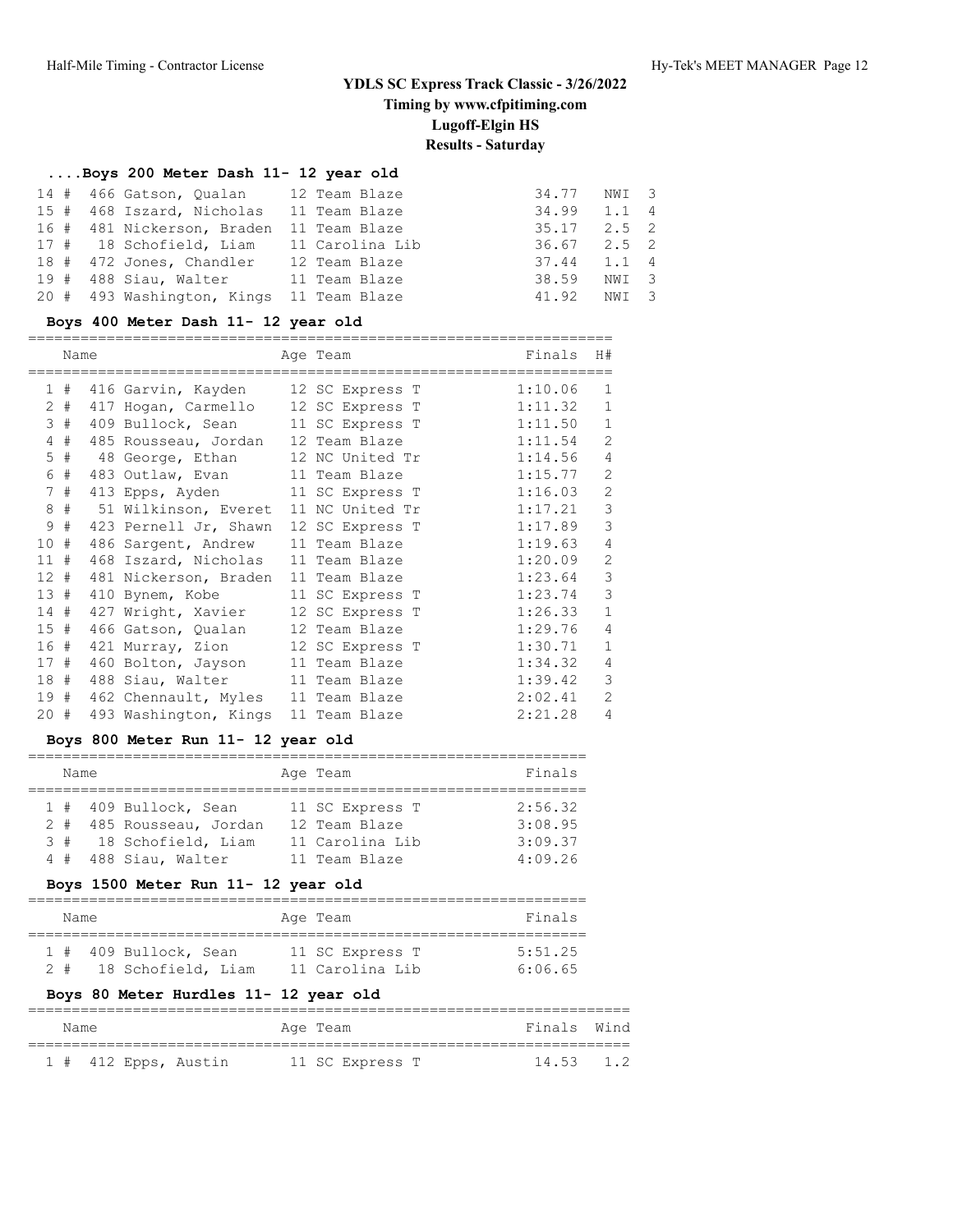# YDLS SC Express Track Classic - 3/26/2022

**Timing by www.cfpitiming.com**

**Lugoff-Elgin HS**

**Results - Saturday**

### ....Boys 200 Meter Dash 11- 12 year old

| Place | # | Name | Age | Team | Finals | Wind | H# |
|---|---|---|---|---|---|---|---|
| 14 | 466 | Gatson, Qualan | 12 | Team Blaze | 34.77 | NWI | 3 |
| 15 | 468 | Iszard, Nicholas | 11 | Team Blaze | 34.99 | 1.1 | 4 |
| 16 | 481 | Nickerson, Braden | 11 | Team Blaze | 35.17 | 2.5 | 2 |
| 17 | 18 | Schofield, Liam | 11 | Carolina Lib | 36.67 | 2.5 | 2 |
| 18 | 472 | Jones, Chandler | 12 | Team Blaze | 37.44 | 1.1 | 4 |
| 19 | 488 | Siau, Walter | 11 | Team Blaze | 38.59 | NWI | 3 |
| 20 | 493 | Washington, Kings | 11 | Team Blaze | 41.92 | NWI | 3 |

### Boys 400 Meter Dash 11- 12 year old

| Place | # | Name | Age | Team | Finals | H# |
|---|---|---|---|---|---|---|
| 1 | 416 | Garvin, Kayden | 12 | SC Express T | 1:10.06 | 1 |
| 2 | 417 | Hogan, Carmello | 12 | SC Express T | 1:11.32 | 1 |
| 3 | 409 | Bullock, Sean | 11 | SC Express T | 1:11.50 | 1 |
| 4 | 485 | Rousseau, Jordan | 12 | Team Blaze | 1:11.54 | 2 |
| 5 | 48 | George, Ethan | 12 | NC United Tr | 1:14.56 | 4 |
| 6 | 483 | Outlaw, Evan | 11 | Team Blaze | 1:15.77 | 2 |
| 7 | 413 | Epps, Ayden | 11 | SC Express T | 1:16.03 | 2 |
| 8 | 51 | Wilkinson, Everet | 11 | NC United Tr | 1:17.21 | 3 |
| 9 | 423 | Pernell Jr, Shawn | 12 | SC Express T | 1:17.89 | 3 |
| 10 | 486 | Sargent, Andrew | 11 | Team Blaze | 1:19.63 | 4 |
| 11 | 468 | Iszard, Nicholas | 11 | Team Blaze | 1:20.09 | 2 |
| 12 | 481 | Nickerson, Braden | 11 | Team Blaze | 1:23.64 | 3 |
| 13 | 410 | Bynem, Kobe | 11 | SC Express T | 1:23.74 | 3 |
| 14 | 427 | Wright, Xavier | 12 | SC Express T | 1:26.33 | 1 |
| 15 | 466 | Gatson, Qualan | 12 | Team Blaze | 1:29.76 | 4 |
| 16 | 421 | Murray, Zion | 12 | SC Express T | 1:30.71 | 1 |
| 17 | 460 | Bolton, Jayson | 11 | Team Blaze | 1:34.32 | 4 |
| 18 | 488 | Siau, Walter | 11 | Team Blaze | 1:39.42 | 3 |
| 19 | 462 | Chennault, Myles | 11 | Team Blaze | 2:02.41 | 2 |
| 20 | 493 | Washington, Kings | 11 | Team Blaze | 2:21.28 | 4 |

### Boys 800 Meter Run 11- 12 year old

| Place | # | Name | Age | Team | Finals |
|---|---|---|---|---|---|
| 1 | 409 | Bullock, Sean | 11 | SC Express T | 2:56.32 |
| 2 | 485 | Rousseau, Jordan | 12 | Team Blaze | 3:08.95 |
| 3 | 18 | Schofield, Liam | 11 | Carolina Lib | 3:09.37 |
| 4 | 488 | Siau, Walter | 11 | Team Blaze | 4:09.26 |

### Boys 1500 Meter Run 11- 12 year old

| Place | # | Name | Age | Team | Finals |
|---|---|---|---|---|---|
| 1 | 409 | Bullock, Sean | 11 | SC Express T | 5:51.25 |
| 2 | 18 | Schofield, Liam | 11 | Carolina Lib | 6:06.65 |

### Boys 80 Meter Hurdles 11- 12 year old

| Place | # | Name | Age | Team | Finals | Wind |
|---|---|---|---|---|---|---|
| 1 | 412 | Epps, Austin | 11 | SC Express T | 14.53 | 1.2 |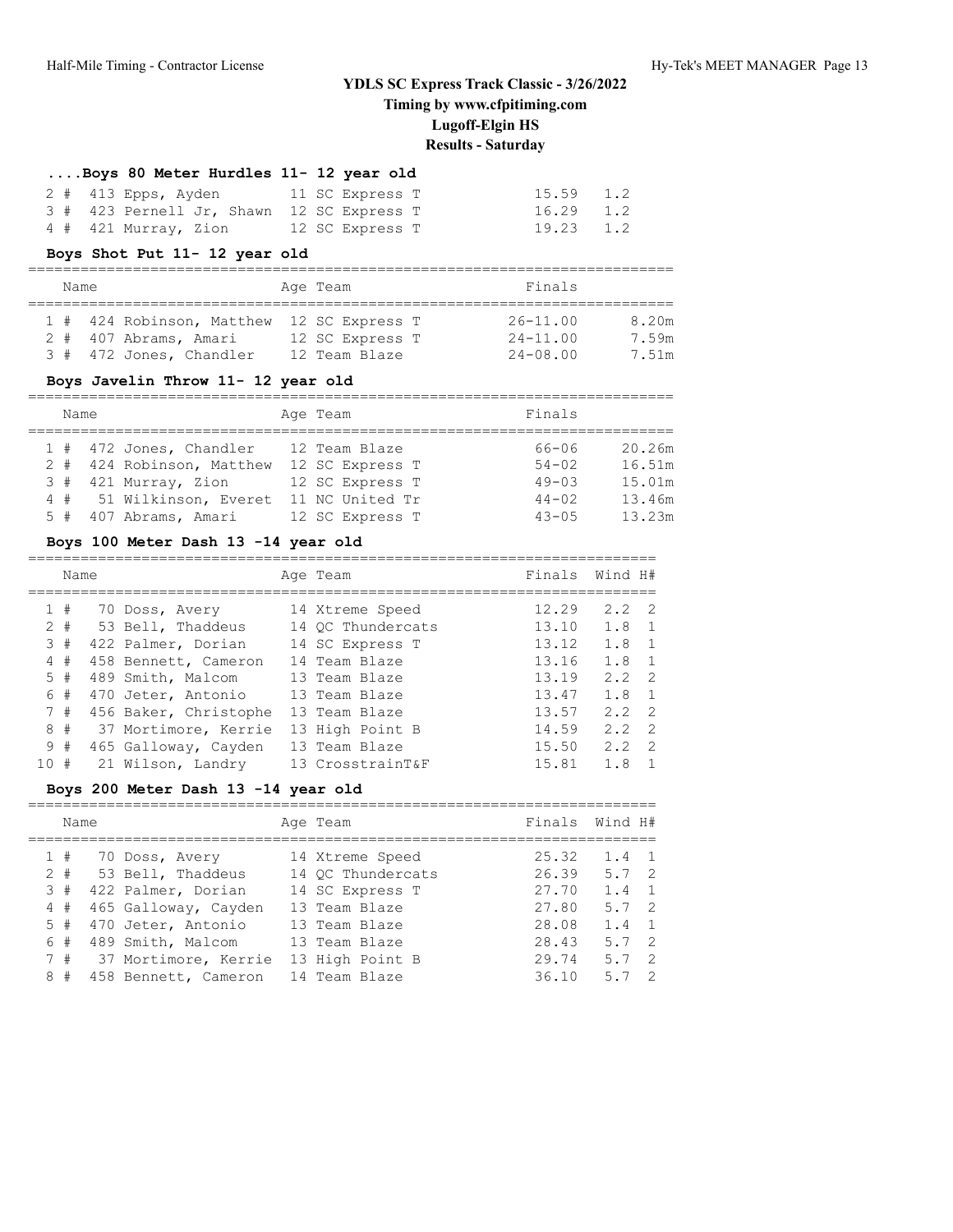## YDLS SC Express Track Classic - 3/26/2022

**Timing by www.cfpitiming.com**

**Lugoff-Elgin HS**

**Results - Saturday**

### ....Boys 80 Meter Hurdles 11- 12 year old

| Place | Name | Age | Team | Finals | Wind |
|---|---|---|---|---|---|
| 2 # | 413 Epps, Ayden | 11 | SC Express T | 15.59 | 1.2 |
| 3 # | 423 Pernell Jr, Shawn | 12 | SC Express T | 16.29 | 1.2 |
| 4 # | 421 Murray, Zion | 12 | SC Express T | 19.23 | 1.2 |

### Boys Shot Put 11- 12 year old

| Place | Name | Age | Team | Finals | |
|---|---|---|---|---|---|
| 1 # | 424 Robinson, Matthew | 12 | SC Express T | 26-11.00 | 8.20m |
| 2 # | 407 Abrams, Amari | 12 | SC Express T | 24-11.00 | 7.59m |
| 3 # | 472 Jones, Chandler | 12 | Team Blaze | 24-08.00 | 7.51m |

### Boys Javelin Throw 11- 12 year old

| Place | Name | Age | Team | Finals | |
|---|---|---|---|---|---|
| 1 # | 472 Jones, Chandler | 12 | Team Blaze | 66-06 | 20.26m |
| 2 # | 424 Robinson, Matthew | 12 | SC Express T | 54-02 | 16.51m |
| 3 # | 421 Murray, Zion | 12 | SC Express T | 49-03 | 15.01m |
| 4 # | 51 Wilkinson, Everet | 11 | NC United Tr | 44-02 | 13.46m |
| 5 # | 407 Abrams, Amari | 12 | SC Express T | 43-05 | 13.23m |

### Boys 100 Meter Dash 13 -14 year old

| Place | Name | Age | Team | Finals | Wind | H# |
|---|---|---|---|---|---|---|
| 1 # | 70 Doss, Avery | 14 | Xtreme Speed | 12.29 | 2.2 | 2 |
| 2 # | 53 Bell, Thaddeus | 14 | QC Thundercats | 13.10 | 1.8 | 1 |
| 3 # | 422 Palmer, Dorian | 14 | SC Express T | 13.12 | 1.8 | 1 |
| 4 # | 458 Bennett, Cameron | 14 | Team Blaze | 13.16 | 1.8 | 1 |
| 5 # | 489 Smith, Malcom | 13 | Team Blaze | 13.19 | 2.2 | 2 |
| 6 # | 470 Jeter, Antonio | 13 | Team Blaze | 13.47 | 1.8 | 1 |
| 7 # | 456 Baker, Christophe | 13 | Team Blaze | 13.57 | 2.2 | 2 |
| 8 # | 37 Mortimore, Kerrie | 13 | High Point B | 14.59 | 2.2 | 2 |
| 9 # | 465 Galloway, Cayden | 13 | Team Blaze | 15.50 | 2.2 | 2 |
| 10 # | 21 Wilson, Landry | 13 | CrosstrainT&F | 15.81 | 1.8 | 1 |

### Boys 200 Meter Dash 13 -14 year old

| Place | Name | Age | Team | Finals | Wind | H# |
|---|---|---|---|---|---|---|
| 1 # | 70 Doss, Avery | 14 | Xtreme Speed | 25.32 | 1.4 | 1 |
| 2 # | 53 Bell, Thaddeus | 14 | QC Thundercats | 26.39 | 5.7 | 2 |
| 3 # | 422 Palmer, Dorian | 14 | SC Express T | 27.70 | 1.4 | 1 |
| 4 # | 465 Galloway, Cayden | 13 | Team Blaze | 27.80 | 5.7 | 2 |
| 5 # | 470 Jeter, Antonio | 13 | Team Blaze | 28.08 | 1.4 | 1 |
| 6 # | 489 Smith, Malcom | 13 | Team Blaze | 28.43 | 5.7 | 2 |
| 7 # | 37 Mortimore, Kerrie | 13 | High Point B | 29.74 | 5.7 | 2 |
| 8 # | 458 Bennett, Cameron | 14 | Team Blaze | 36.10 | 5.7 | 2 |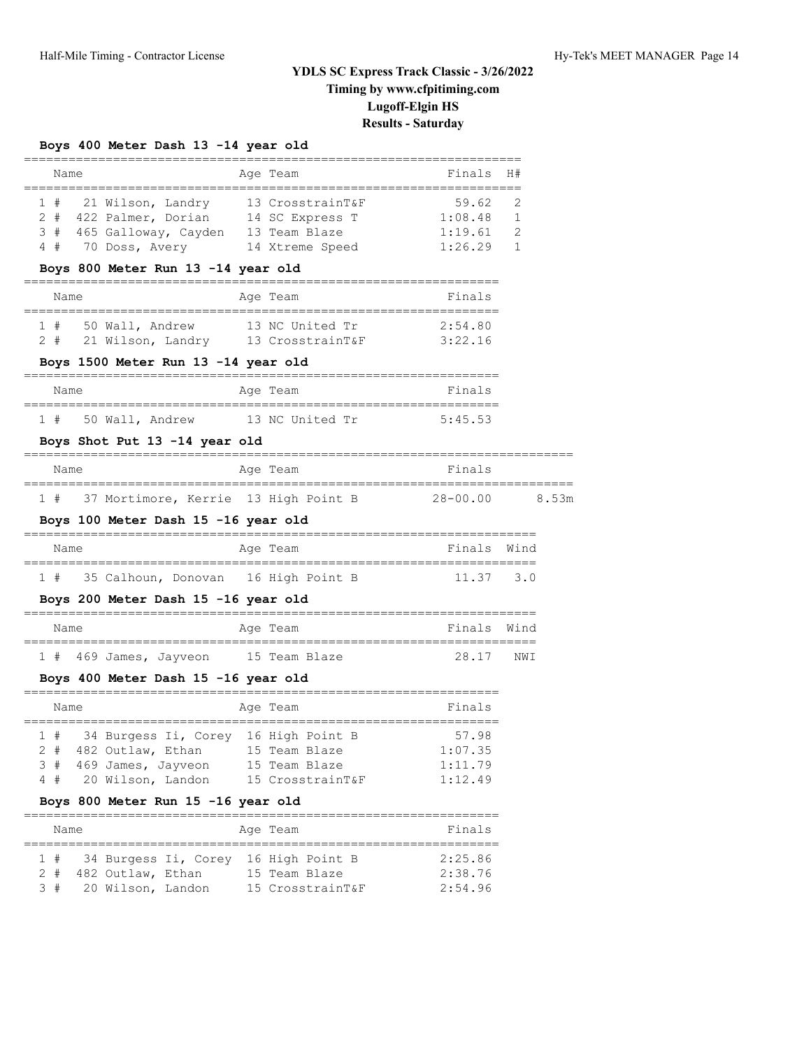# YDLS SC Express Track Classic - 3/26/2022

**Timing by www.cfpitiming.com**

**Lugoff-Elgin HS**

**Results - Saturday**

### Boys 400 Meter Dash 13 -14 year old

| | Name | Age | Team | Finals | H# |
|---|---|---|---|---|---|
| 1 # | 21 Wilson, Landry | 13 | CrosstrainT&F | 59.62 | 2 |
| 2 # | 422 Palmer, Dorian | 14 | SC Express T | 1:08.48 | 1 |
| 3 # | 465 Galloway, Cayden | 13 | Team Blaze | 1:19.61 | 2 |
| 4 # | 70 Doss, Avery | 14 | Xtreme Speed | 1:26.29 | 1 |

### Boys 800 Meter Run 13 -14 year old

| | Name | Age | Team | Finals |
|---|---|---|---|---|
| 1 # | 50 Wall, Andrew | 13 | NC United Tr | 2:54.80 |
| 2 # | 21 Wilson, Landry | 13 | CrosstrainT&F | 3:22.16 |

### Boys 1500 Meter Run 13 -14 year old

| | Name | Age | Team | Finals |
|---|---|---|---|---|
| 1 # | 50 Wall, Andrew | 13 | NC United Tr | 5:45.53 |

### Boys Shot Put 13 -14 year old

| | Name | Age | Team | Finals | |
|---|---|---|---|---|---|
| 1 # | 37 Mortimore, Kerrie | 13 | High Point B | 28-00.00 | 8.53m |

### Boys 100 Meter Dash 15 -16 year old

| | Name | Age | Team | Finals | Wind |
|---|---|---|---|---|---|
| 1 # | 35 Calhoun, Donovan | 16 | High Point B | 11.37 | 3.0 |

### Boys 200 Meter Dash 15 -16 year old

| | Name | Age | Team | Finals | Wind |
|---|---|---|---|---|---|
| 1 # | 469 James, Jayveon | 15 | Team Blaze | 28.17 | NWI |

### Boys 400 Meter Dash 15 -16 year old

| | Name | Age | Team | Finals |
|---|---|---|---|---|
| 1 # | 34 Burgess Ii, Corey | 16 | High Point B | 57.98 |
| 2 # | 482 Outlaw, Ethan | 15 | Team Blaze | 1:07.35 |
| 3 # | 469 James, Jayveon | 15 | Team Blaze | 1:11.79 |
| 4 # | 20 Wilson, Landon | 15 | CrosstrainT&F | 1:12.49 |

### Boys 800 Meter Run 15 -16 year old

| | Name | Age | Team | Finals |
|---|---|---|---|---|
| 1 # | 34 Burgess Ii, Corey | 16 | High Point B | 2:25.86 |
| 2 # | 482 Outlaw, Ethan | 15 | Team Blaze | 2:38.76 |
| 3 # | 20 Wilson, Landon | 15 | CrosstrainT&F | 2:54.96 |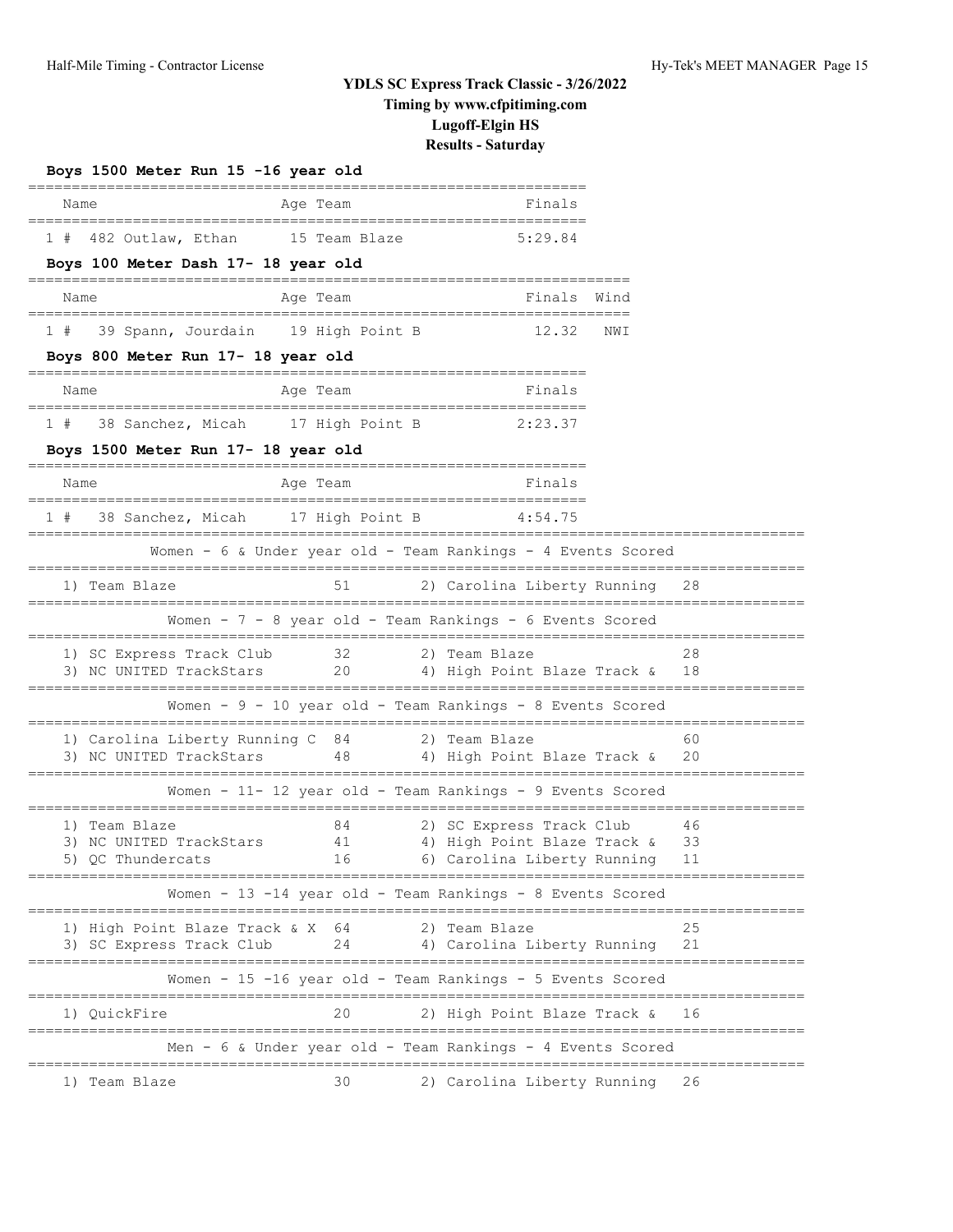# YDLS SC Express Track Classic - 3/26/2022
## Timing by www.cfpitiming.com
## Lugoff-Elgin HS
## Results - Saturday

### Boys 1500 Meter Run 15 -16 year old

| | Name | Age | Team | Finals |
|---|---|---|---|---|
| 1 # | 482 Outlaw, Ethan | 15 | Team Blaze | 5:29.84 |

### Boys 100 Meter Dash 17- 18 year old

| | Name | Age | Team | Finals | Wind |
|---|---|---|---|---|---|
| 1 # | 39 Spann, Jourdain | 19 | High Point B | 12.32 | NWI |

### Boys 800 Meter Run 17- 18 year old

| | Name | Age | Team | Finals |
|---|---|---|---|---|
| 1 # | 38 Sanchez, Micah | 17 | High Point B | 2:23.37 |

### Boys 1500 Meter Run 17- 18 year old

| | Name | Age | Team | Finals |
|---|---|---|---|---|
| 1 # | 38 Sanchez, Micah | 17 | High Point B | 4:54.75 |

### Women - 6 & Under year old - Team Rankings - 4 Events Scored

| Team | Points | Team | Points |
|---|---|---|---|
| 1) Team Blaze | 51 | 2) Carolina Liberty Running | 28 |

### Women - 7 - 8 year old - Team Rankings - 6 Events Scored

| Team | Points | Team | Points |
|---|---|---|---|
| 1) SC Express Track Club | 32 | 2) Team Blaze | 28 |
| 3) NC UNITED TrackStars | 20 | 4) High Point Blaze Track & | 18 |

### Women - 9 - 10 year old - Team Rankings - 8 Events Scored

| Team | Points | Team | Points |
|---|---|---|---|
| 1) Carolina Liberty Running C | 84 | 2) Team Blaze | 60 |
| 3) NC UNITED TrackStars | 48 | 4) High Point Blaze Track & | 20 |

### Women - 11- 12 year old - Team Rankings - 9 Events Scored

| Team | Points | Team | Points |
|---|---|---|---|
| 1) Team Blaze | 84 | 2) SC Express Track Club | 46 |
| 3) NC UNITED TrackStars | 41 | 4) High Point Blaze Track & | 33 |
| 5) QC Thundercats | 16 | 6) Carolina Liberty Running | 11 |

### Women - 13 -14 year old - Team Rankings - 8 Events Scored

| Team | Points | Team | Points |
|---|---|---|---|
| 1) High Point Blaze Track & X | 64 | 2) Team Blaze | 25 |
| 3) SC Express Track Club | 24 | 4) Carolina Liberty Running | 21 |

### Women - 15 -16 year old - Team Rankings - 5 Events Scored

| Team | Points | Team | Points |
|---|---|---|---|
| 1) QuickFire | 20 | 2) High Point Blaze Track & | 16 |

### Men - 6 & Under year old - Team Rankings - 4 Events Scored

| Team | Points | Team | Points |
|---|---|---|---|
| 1) Team Blaze | 30 | 2) Carolina Liberty Running | 26 |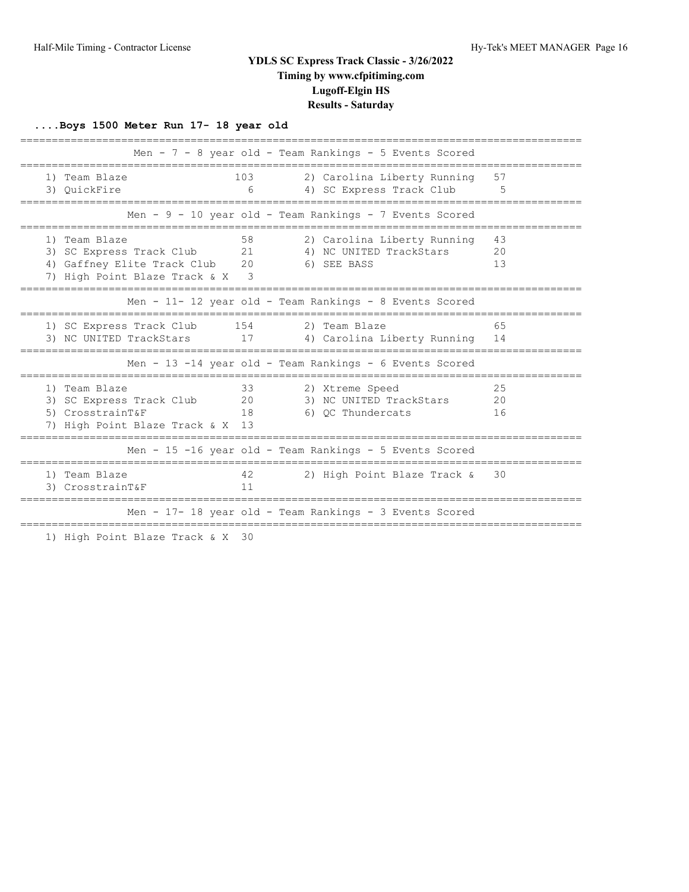# YDLS SC Express Track Classic - 3/26/2022
## Timing by www.cfpitiming.com
## Lugoff-Elgin HS
## Results - Saturday

**....Boys 1500 Meter Run 17- 18 year old**

### Men - 7 - 8 year old - Team Rankings - 5 Events Scored

| | | | |
|---|---|---|---|
| 1) Team Blaze | 103 | 2) Carolina Liberty Running | 57 |
| 3) QuickFire | 6 | 4) SC Express Track Club | 5 |

### Men - 9 - 10 year old - Team Rankings - 7 Events Scored

| | | | |
|---|---|---|---|
| 1) Team Blaze | 58 | 2) Carolina Liberty Running | 43 |
| 3) SC Express Track Club | 21 | 4) NC UNITED TrackStars | 20 |
| 4) Gaffney Elite Track Club | 20 | 6) SEE BASS | 13 |
| 7) High Point Blaze Track & X | 3 | | |

### Men - 11- 12 year old - Team Rankings - 8 Events Scored

| | | | |
|---|---|---|---|
| 1) SC Express Track Club | 154 | 2) Team Blaze | 65 |
| 3) NC UNITED TrackStars | 17 | 4) Carolina Liberty Running | 14 |

### Men - 13 -14 year old - Team Rankings - 6 Events Scored

| | | | |
|---|---|---|---|
| 1) Team Blaze | 33 | 2) Xtreme Speed | 25 |
| 3) SC Express Track Club | 20 | 3) NC UNITED TrackStars | 20 |
| 5) CrosstrainT&F | 18 | 6) QC Thundercats | 16 |
| 7) High Point Blaze Track & X | 13 | | |

### Men - 15 -16 year old - Team Rankings - 5 Events Scored

| | | | |
|---|---|---|---|
| 1) Team Blaze | 42 | 2) High Point Blaze Track & | 30 |
| 3) CrosstrainT&F | 11 | | |

### Men - 17- 18 year old - Team Rankings - 3 Events Scored

| | |
|---|---|
| 1) High Point Blaze Track & X | 30 |